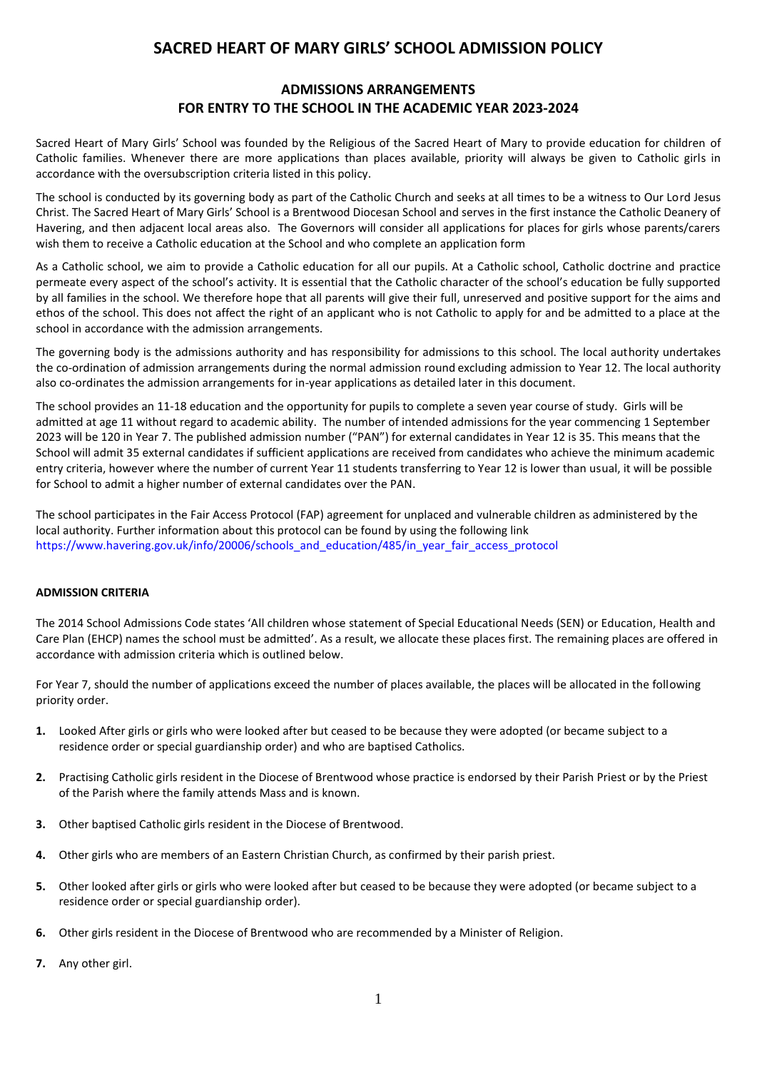# SACRED HEART OF MARY GIRLS' SCHOOL ADMISSION POLICY

## ADMISSIONS ARRANGEMENTS FOR ENTRY TO THE SCHOOL IN THE ACADEMIC YEAR 2023-2024

Sacred Heart of Mary Girls' School was founded by the Religious of the Sacred Heart of Mary to provide education for children of Catholic families. Whenever there are more applications than places available, priority will always be given to Catholic girls in accordance with the oversubscription criteria listed in this policy.

The school is conducted by its governing body as part of the Catholic Church and seeks at all times to be a witness to Our Lord Jesus Christ. The Sacred Heart of Mary Girls' School is a Brentwood Diocesan School and serves in the first instance the Catholic Deanery of Havering, and then adjacent local areas also. The Governors will consider all applications for places for girls whose parents/carers wish them to receive a Catholic education at the School and who complete an application form

As a Catholic school, we aim to provide a Catholic education for all our pupils. At a Catholic school, Catholic doctrine and practice permeate every aspect of the school's activity. It is essential that the Catholic character of the school's education be fully supported by all families in the school. We therefore hope that all parents will give their full, unreserved and positive support for the aims and ethos of the school. This does not affect the right of an applicant who is not Catholic to apply for and be admitted to a place at the school in accordance with the admission arrangements.

The governing body is the admissions authority and has responsibility for admissions to this school. The local authority undertakes the co-ordination of admission arrangements during the normal admission round excluding admission to Year 12. The local authority also co-ordinates the admission arrangements for in-year applications as detailed later in this document.

The school provides an 11-18 education and the opportunity for pupils to complete a seven year course of study. Girls will be admitted at age 11 without regard to academic ability. The number of intended admissions for the year commencing 1 September 2023 will be 120 in Year 7. The published admission number ("PAN") for external candidates in Year 12 is 35. This means that the School will admit 35 external candidates if sufficient applications are received from candidates who achieve the minimum academic entry criteria, however where the number of current Year 11 students transferring to Year 12 is lower than usual, it will be possible for School to admit a higher number of external candidates over the PAN.

The school participates in the Fair Access Protocol (FAP) agreement for unplaced and vulnerable children as administered by the local authority. Further information about this protocol can be found by using the following link https://www.havering.gov.uk/info/20006/schools_and_education/485/in_year_fair_access_protocol

**ADMISSION CRITERIA**

The 2014 School Admissions Code states 'All children whose statement of Special Educational Needs (SEN) or Education, Health and Care Plan (EHCP) names the school must be admitted'. As a result, we allocate these places first. The remaining places are offered in accordance with admission criteria which is outlined below.

For Year 7, should the number of applications exceed the number of places available, the places will be allocated in the following priority order.

1. Looked After girls or girls who were looked after but ceased to be because they were adopted (or became subject to a residence order or special guardianship order) and who are baptised Catholics.
2. Practising Catholic girls resident in the Diocese of Brentwood whose practice is endorsed by their Parish Priest or by the Priest of the Parish where the family attends Mass and is known.
3. Other baptised Catholic girls resident in the Diocese of Brentwood.
4. Other girls who are members of an Eastern Christian Church, as confirmed by their parish priest.
5. Other looked after girls or girls who were looked after but ceased to be because they were adopted (or became subject to a residence order or special guardianship order).
6. Other girls resident in the Diocese of Brentwood who are recommended by a Minister of Religion.
7. Any other girl.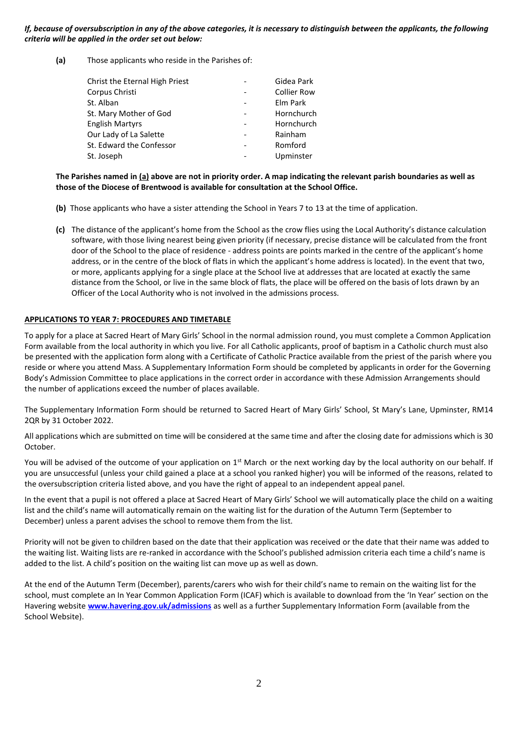***If, because of oversubscription in any of the above categories, it is necessary to distinguish between the applicants, the following criteria will be applied in the order set out below:***

**(a)** Those applicants who reside in the Parishes of:

| | | |
|---|---|---|
| Christ the Eternal High Priest | - | Gidea Park |
| Corpus Christi | - | Collier Row |
| St. Alban | - | Elm Park |
| St. Mary Mother of God | - | Hornchurch |
| English Martyrs | - | Hornchurch |
| Our Lady of La Salette | - | Rainham |
| St. Edward the Confessor | - | Romford |
| St. Joseph | - | Upminster |

**The Parishes named in (a) above are not in priority order. A map indicating the relevant parish boundaries as well as those of the Diocese of Brentwood is available for consultation at the School Office.**

**(b)** Those applicants who have a sister attending the School in Years 7 to 13 at the time of application.

**(c)** The distance of the applicant's home from the School as the crow flies using the Local Authority's distance calculation software, with those living nearest being given priority (if necessary, precise distance will be calculated from the front door of the School to the place of residence - address points are points marked in the centre of the applicant's home address, or in the centre of the block of flats in which the applicant's home address is located). In the event that two, or more, applicants applying for a single place at the School live at addresses that are located at exactly the same distance from the School, or live in the same block of flats, the place will be offered on the basis of lots drawn by an Officer of the Local Authority who is not involved in the admissions process.

## APPLICATIONS TO YEAR 7: PROCEDURES AND TIMETABLE

To apply for a place at Sacred Heart of Mary Girls' School in the normal admission round, you must complete a Common Application Form available from the local authority in which you live. For all Catholic applicants, proof of baptism in a Catholic church must also be presented with the application form along with a Certificate of Catholic Practice available from the priest of the parish where you reside or where you attend Mass. A Supplementary Information Form should be completed by applicants in order for the Governing Body's Admission Committee to place applications in the correct order in accordance with these Admission Arrangements should the number of applications exceed the number of places available.

The Supplementary Information Form should be returned to Sacred Heart of Mary Girls' School, St Mary's Lane, Upminster, RM14 2QR by 31 October 2022.

All applications which are submitted on time will be considered at the same time and after the closing date for admissions which is 30 October.

You will be advised of the outcome of your application on 1st March or the next working day by the local authority on our behalf. If you are unsuccessful (unless your child gained a place at a school you ranked higher) you will be informed of the reasons, related to the oversubscription criteria listed above, and you have the right of appeal to an independent appeal panel.

In the event that a pupil is not offered a place at Sacred Heart of Mary Girls' School we will automatically place the child on a waiting list and the child's name will automatically remain on the waiting list for the duration of the Autumn Term (September to December) unless a parent advises the school to remove them from the list.

Priority will not be given to children based on the date that their application was received or the date that their name was added to the waiting list. Waiting lists are re-ranked in accordance with the School's published admission criteria each time a child's name is added to the list. A child's position on the waiting list can move up as well as down.

At the end of the Autumn Term (December), parents/carers who wish for their child's name to remain on the waiting list for the school, must complete an In Year Common Application Form (ICAF) which is available to download from the 'In Year' section on the Havering website **[www.havering.gov.uk/admissions](http://www.havering.gov.uk/admissions)** as well as a further Supplementary Information Form (available from the School Website).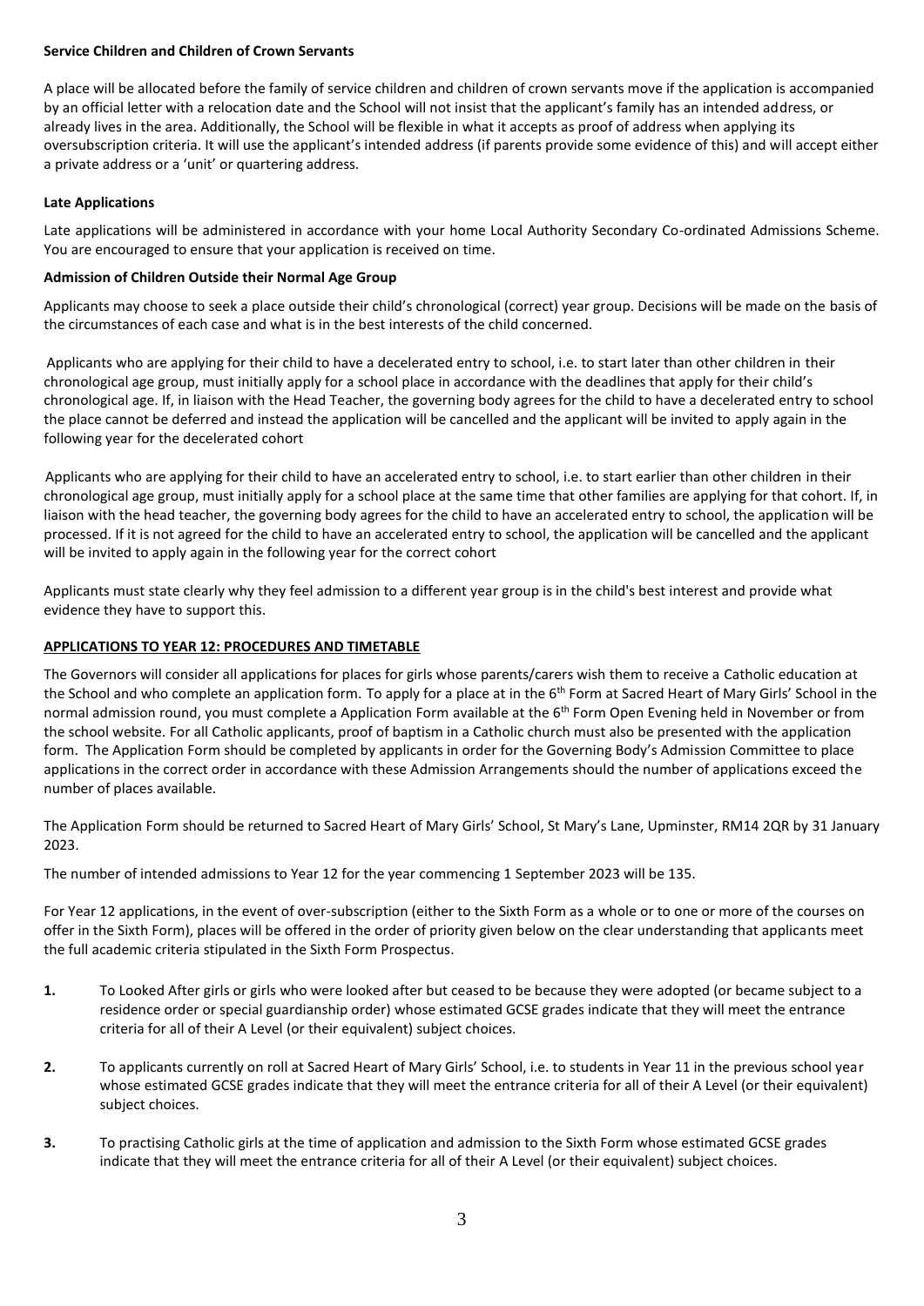**Service Children and Children of Crown Servants**

A place will be allocated before the family of service children and children of crown servants move if the application is accompanied by an official letter with a relocation date and the School will not insist that the applicant's family has an intended address, or already lives in the area. Additionally, the School will be flexible in what it accepts as proof of address when applying its oversubscription criteria. It will use the applicant's intended address (if parents provide some evidence of this) and will accept either a private address or a 'unit' or quartering address.

**Late Applications**

Late applications will be administered in accordance with your home Local Authority Secondary Co-ordinated Admissions Scheme. You are encouraged to ensure that your application is received on time.

**Admission of Children Outside their Normal Age Group**

Applicants may choose to seek a place outside their child's chronological (correct) year group. Decisions will be made on the basis of the circumstances of each case and what is in the best interests of the child concerned.

Applicants who are applying for their child to have a decelerated entry to school, i.e. to start later than other children in their chronological age group, must initially apply for a school place in accordance with the deadlines that apply for their child's chronological age. If, in liaison with the Head Teacher, the governing body agrees for the child to have a decelerated entry to school the place cannot be deferred and instead the application will be cancelled and the applicant will be invited to apply again in the following year for the decelerated cohort

Applicants who are applying for their child to have an accelerated entry to school, i.e. to start earlier than other children in their chronological age group, must initially apply for a school place at the same time that other families are applying for that cohort. If, in liaison with the head teacher, the governing body agrees for the child to have an accelerated entry to school, the application will be processed. If it is not agreed for the child to have an accelerated entry to school, the application will be cancelled and the applicant will be invited to apply again in the following year for the correct cohort

Applicants must state clearly why they feel admission to a different year group is in the child's best interest and provide what evidence they have to support this.

**APPLICATIONS TO YEAR 12: PROCEDURES AND TIMETABLE**

The Governors will consider all applications for places for girls whose parents/carers wish them to receive a Catholic education at the School and who complete an application form. To apply for a place at in the 6th Form at Sacred Heart of Mary Girls' School in the normal admission round, you must complete a Application Form available at the 6th Form Open Evening held in November or from the school website. For all Catholic applicants, proof of baptism in a Catholic church must also be presented with the application form. The Application Form should be completed by applicants in order for the Governing Body's Admission Committee to place applications in the correct order in accordance with these Admission Arrangements should the number of applications exceed the number of places available.

The Application Form should be returned to Sacred Heart of Mary Girls' School, St Mary's Lane, Upminster, RM14 2QR by 31 January 2023.

The number of intended admissions to Year 12 for the year commencing 1 September 2023 will be 135.

For Year 12 applications, in the event of over-subscription (either to the Sixth Form as a whole or to one or more of the courses on offer in the Sixth Form), places will be offered in the order of priority given below on the clear understanding that applicants meet the full academic criteria stipulated in the Sixth Form Prospectus.

1. To Looked After girls or girls who were looked after but ceased to be because they were adopted (or became subject to a residence order or special guardianship order) whose estimated GCSE grades indicate that they will meet the entrance criteria for all of their A Level (or their equivalent) subject choices.

2. To applicants currently on roll at Sacred Heart of Mary Girls' School, i.e. to students in Year 11 in the previous school year whose estimated GCSE grades indicate that they will meet the entrance criteria for all of their A Level (or their equivalent) subject choices.

3. To practising Catholic girls at the time of application and admission to the Sixth Form whose estimated GCSE grades indicate that they will meet the entrance criteria for all of their A Level (or their equivalent) subject choices.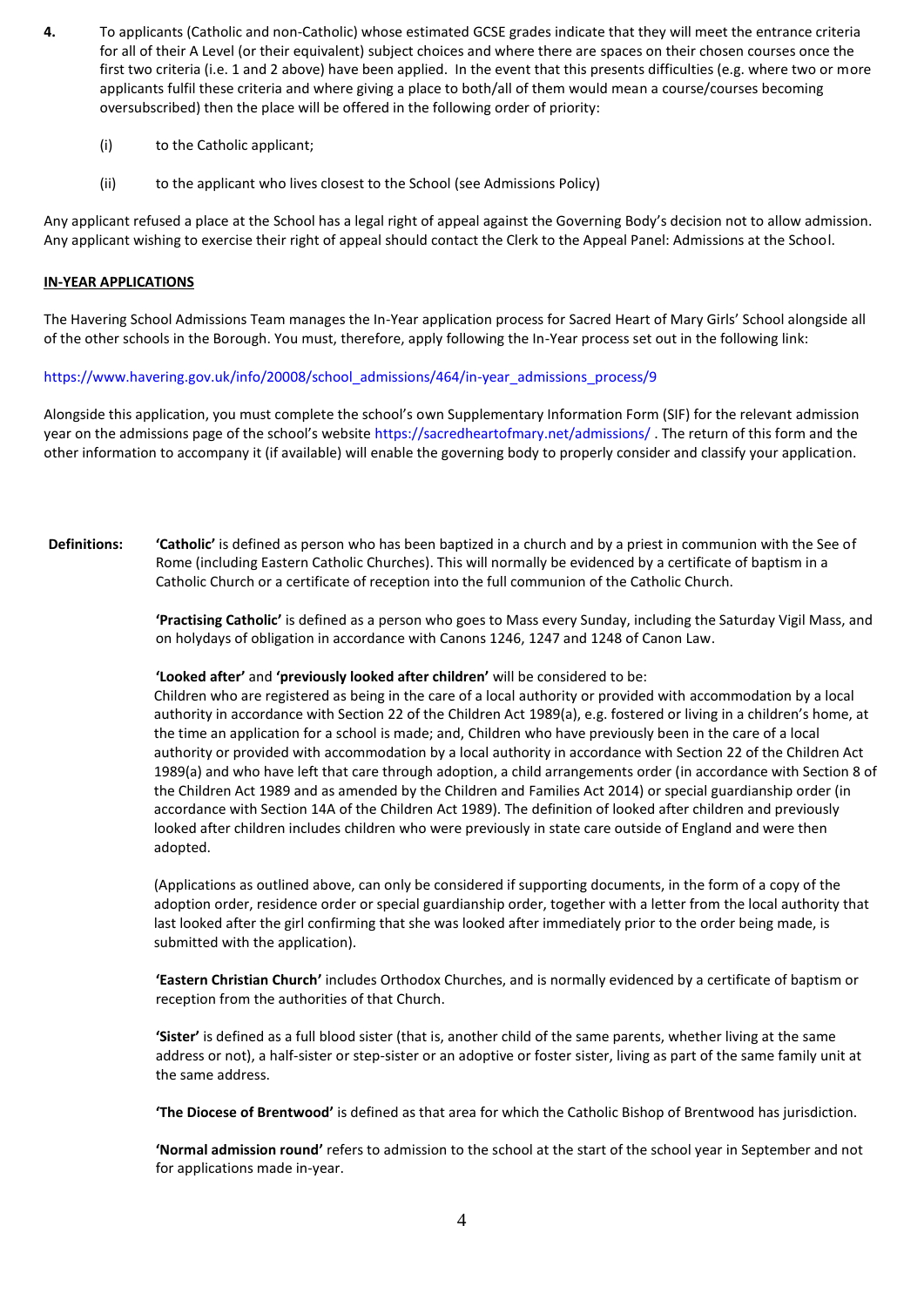4. To applicants (Catholic and non-Catholic) whose estimated GCSE grades indicate that they will meet the entrance criteria for all of their A Level (or their equivalent) subject choices and where there are spaces on their chosen courses once the first two criteria (i.e. 1 and 2 above) have been applied. In the event that this presents difficulties (e.g. where two or more applicants fulfil these criteria and where giving a place to both/all of them would mean a course/courses becoming oversubscribed) then the place will be offered in the following order of priority:

   (i) to the Catholic applicant;

   (ii) to the applicant who lives closest to the School (see Admissions Policy)

Any applicant refused a place at the School has a legal right of appeal against the Governing Body's decision not to allow admission. Any applicant wishing to exercise their right of appeal should contact the Clerk to the Appeal Panel: Admissions at the School.

## IN-YEAR APPLICATIONS

The Havering School Admissions Team manages the In-Year application process for Sacred Heart of Mary Girls' School alongside all of the other schools in the Borough. You must, therefore, apply following the In-Year process set out in the following link:

https://www.havering.gov.uk/info/20008/school_admissions/464/in-year_admissions_process/9

Alongside this application, you must complete the school's own Supplementary Information Form (SIF) for the relevant admission year on the admissions page of the school's website https://sacredheartofmary.net/admissions/ . The return of this form and the other information to accompany it (if available) will enable the governing body to properly consider and classify your application.

**Definitions:**

**'Catholic'** is defined as person who has been baptized in a church and by a priest in communion with the See of Rome (including Eastern Catholic Churches). This will normally be evidenced by a certificate of baptism in a Catholic Church or a certificate of reception into the full communion of the Catholic Church.

**'Practising Catholic'** is defined as a person who goes to Mass every Sunday, including the Saturday Vigil Mass, and on holydays of obligation in accordance with Canons 1246, 1247 and 1248 of Canon Law.

**'Looked after'** and **'previously looked after children'** will be considered to be:
Children who are registered as being in the care of a local authority or provided with accommodation by a local authority in accordance with Section 22 of the Children Act 1989(a), e.g. fostered or living in a children's home, at the time an application for a school is made; and, Children who have previously been in the care of a local authority or provided with accommodation by a local authority in accordance with Section 22 of the Children Act 1989(a) and who have left that care through adoption, a child arrangements order (in accordance with Section 8 of the Children Act 1989 and as amended by the Children and Families Act 2014) or special guardianship order (in accordance with Section 14A of the Children Act 1989). The definition of looked after children and previously looked after children includes children who were previously in state care outside of England and were then adopted.

(Applications as outlined above, can only be considered if supporting documents, in the form of a copy of the adoption order, residence order or special guardianship order, together with a letter from the local authority that last looked after the girl confirming that she was looked after immediately prior to the order being made, is submitted with the application).

**'Eastern Christian Church'** includes Orthodox Churches, and is normally evidenced by a certificate of baptism or reception from the authorities of that Church.

**'Sister'** is defined as a full blood sister (that is, another child of the same parents, whether living at the same address or not), a half-sister or step-sister or an adoptive or foster sister, living as part of the same family unit at the same address.

**'The Diocese of Brentwood'** is defined as that area for which the Catholic Bishop of Brentwood has jurisdiction.

**'Normal admission round'** refers to admission to the school at the start of the school year in September and not for applications made in-year.